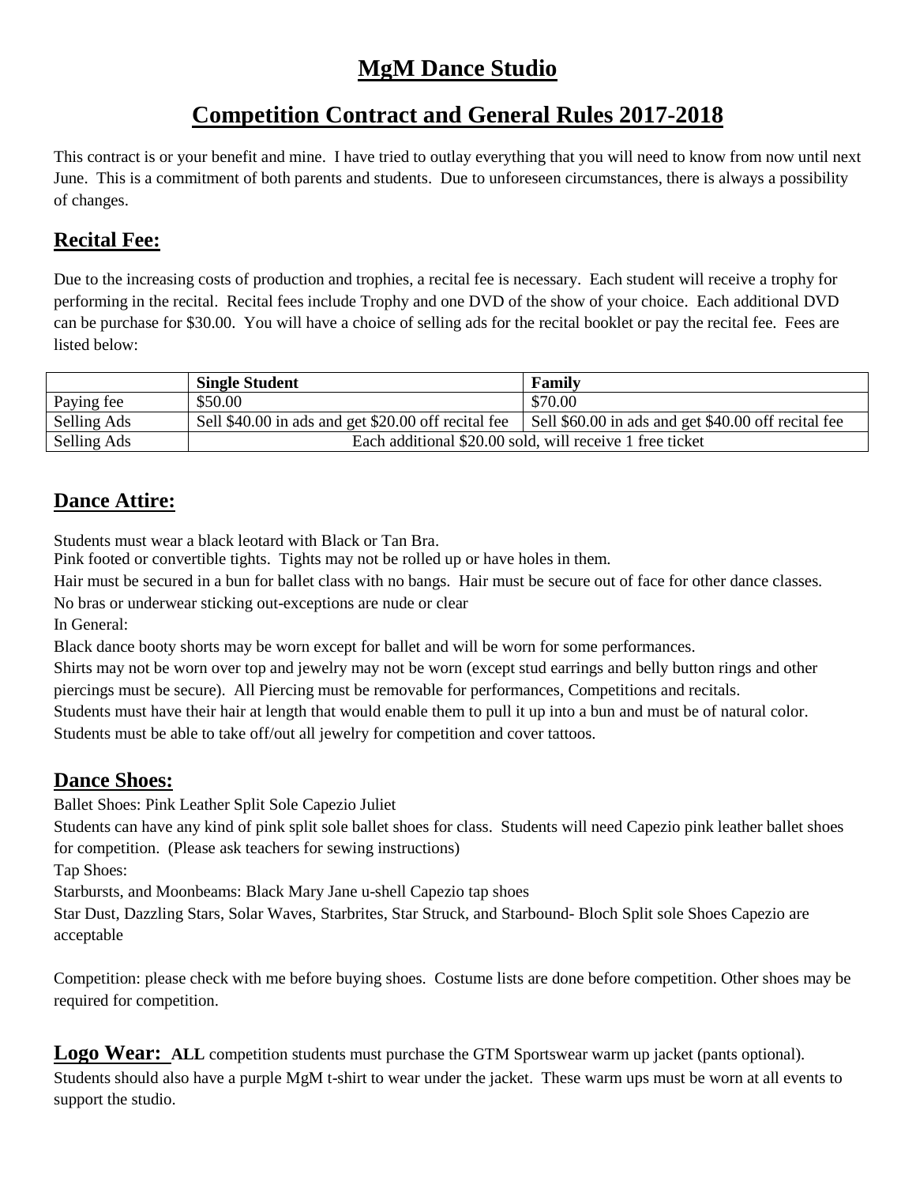# MgM Dance Studio

## Competition Contract and General Rules 2017-2018

This contract is or your benefit and mine. I have tried to outlay everything that you will need to know from now until next June. This is a commitment of both parents and students. Due to unforeseen circumstances, there is always a possibility of changes.

### Recital Fee:

Due to the increasing costs of production and trophies, a recital fee is necessary. Each student will receive a trophy for performing in the recital. Recital fees include Trophy and one DVD of the show of your choice. Each additional DVD can be purchase for $30.00. You will have a choice of selling ads for the recital booklet or pay the recital fee. Fees are listed below:

| | **Single Student** | **Family** |
|---|---|---|
| Paying fee | $50.00 | $70.00 |
| Selling Ads | Sell $40.00 in ads and get $20.00 off recital fee | Sell $60.00 in ads and get $40.00 off recital fee |
| Selling Ads | Each additional $20.00 sold, will receive 1 free ticket | |

### Dance Attire:

Students must wear a black leotard with Black or Tan Bra.
Pink footed or convertible tights. Tights may not be rolled up or have holes in them.
Hair must be secured in a bun for ballet class with no bangs. Hair must be secure out of face for other dance classes.
No bras or underwear sticking out-exceptions are nude or clear
In General:
Black dance booty shorts may be worn except for ballet and will be worn for some performances.
Shirts may not be worn over top and jewelry may not be worn (except stud earrings and belly button rings and other piercings must be secure). All Piercing must be removable for performances, Competitions and recitals.
Students must have their hair at length that would enable them to pull it up into a bun and must be of natural color.
Students must be able to take off/out all jewelry for competition and cover tattoos.

### Dance Shoes:

Ballet Shoes: Pink Leather Split Sole Capezio Juliet
Students can have any kind of pink split sole ballet shoes for class. Students will need Capezio pink leather ballet shoes for competition. (Please ask teachers for sewing instructions)
Tap Shoes:
Starbursts, and Moonbeams: Black Mary Jane u-shell Capezio tap shoes
Star Dust, Dazzling Stars, Solar Waves, Starbrites, Star Struck, and Starbound- Bloch Split sole Shoes Capezio are acceptable

Competition: please check with me before buying shoes. Costume lists are done before competition. Other shoes may be required for competition.

**Logo Wear:** **ALL** competition students must purchase the GTM Sportswear warm up jacket (pants optional). Students should also have a purple MgM t-shirt to wear under the jacket. These warm ups must be worn at all events to support the studio.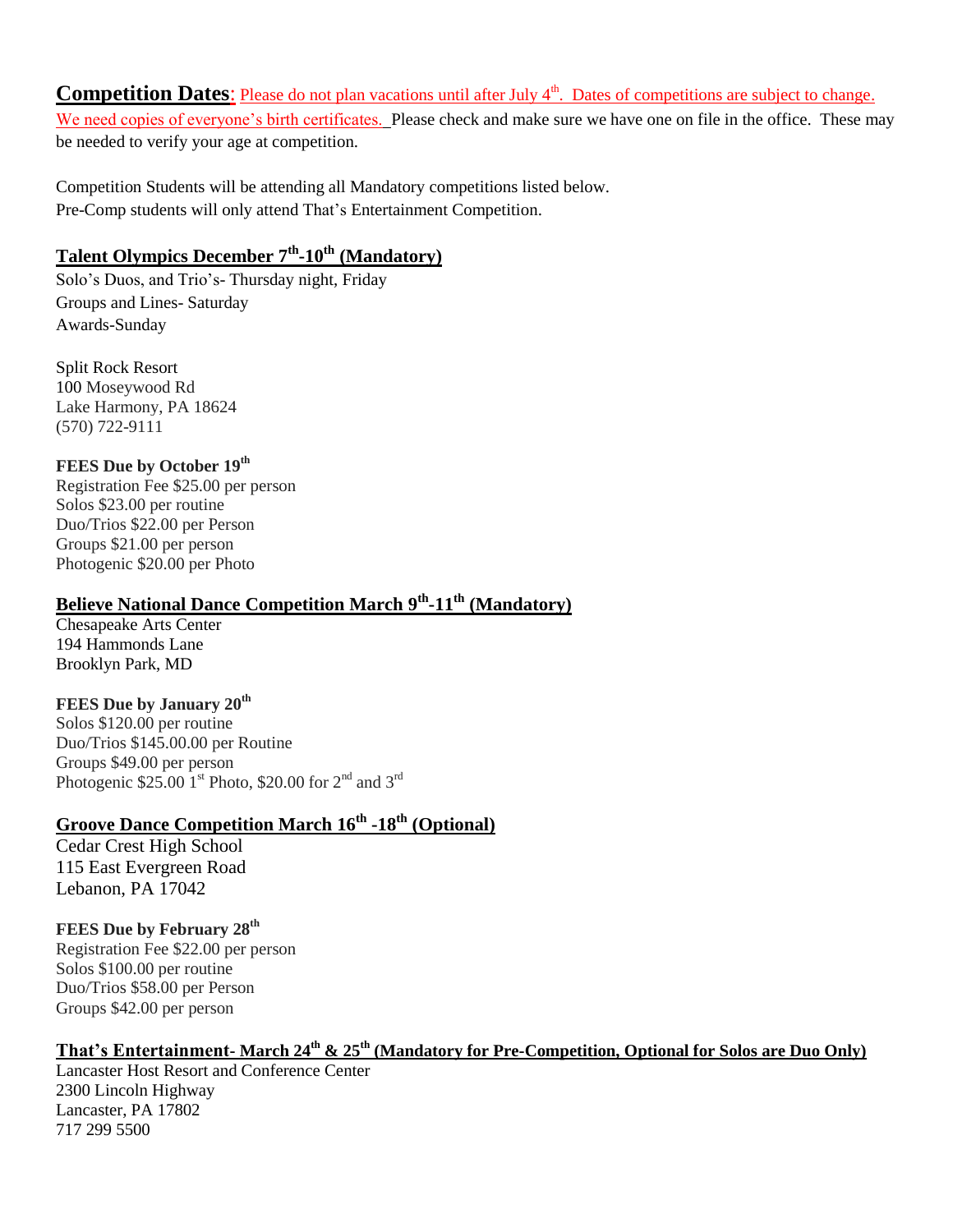## Competition Dates: Please do not plan vacations until after July 4th. Dates of competitions are subject to change.

We need copies of everyone's birth certificates. Please check and make sure we have one on file in the office. These may be needed to verify your age at competition.

Competition Students will be attending all Mandatory competitions listed below.
Pre-Comp students will only attend That's Entertainment Competition.

### Talent Olympics December 7th-10th (Mandatory)

Solo's Duos, and Trio's- Thursday night, Friday
Groups and Lines- Saturday
Awards-Sunday

Split Rock Resort
100 Moseywood Rd
Lake Harmony, PA 18624
(570) 722-9111

**FEES Due by October 19th**
Registration Fee $25.00 per person
Solos $23.00 per routine
Duo/Trios $22.00 per Person
Groups $21.00 per person
Photogenic $20.00 per Photo

### Believe National Dance Competition March 9th-11th (Mandatory)

Chesapeake Arts Center
194 Hammonds Lane
Brooklyn Park, MD

**FEES Due by January 20th**
Solos $120.00 per routine
Duo/Trios $145.00.00 per Routine
Groups $49.00 per person
Photogenic $25.00 1st Photo, $20.00 for 2nd and 3rd

### Groove Dance Competition March 16th -18th (Optional)

Cedar Crest High School
115 East Evergreen Road
Lebanon, PA 17042

**FEES Due by February 28th**
Registration Fee $22.00 per person
Solos $100.00 per routine
Duo/Trios $58.00 per Person
Groups $42.00 per person

### That's Entertainment- March 24th & 25th (Mandatory for Pre-Competition, Optional for Solos are Duo Only)

Lancaster Host Resort and Conference Center
2300 Lincoln Highway
Lancaster, PA 17802
717 299 5500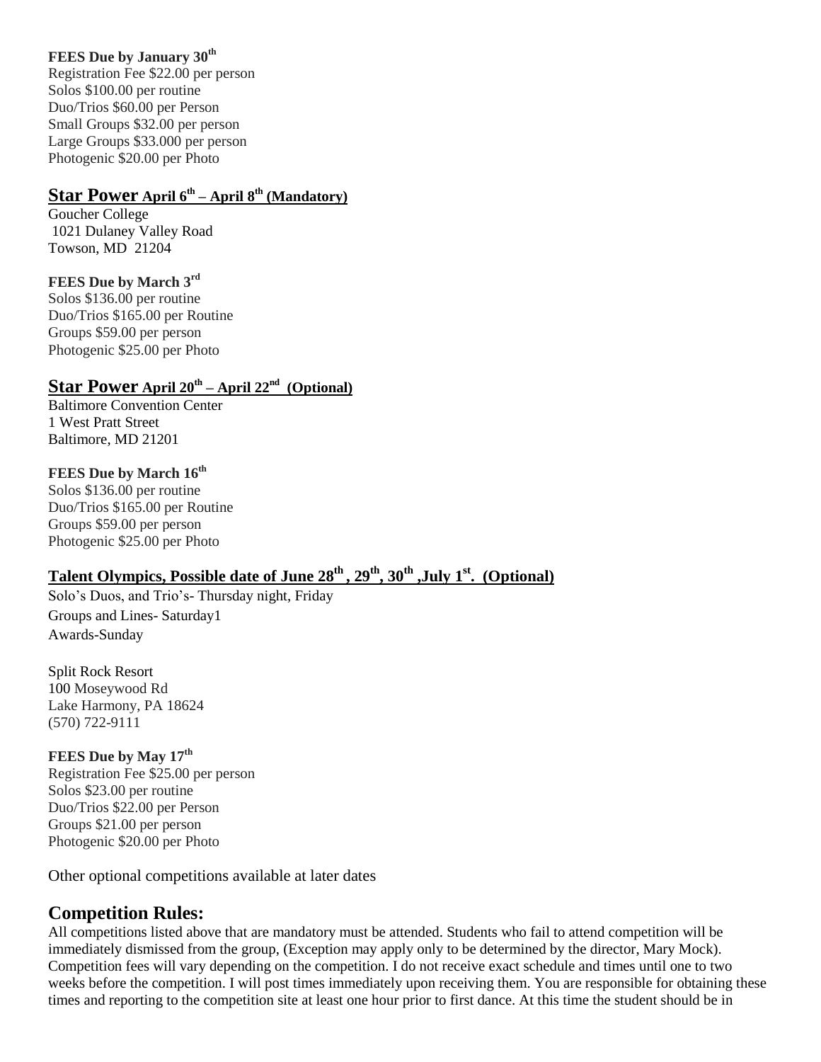**FEES Due by January 30th**

Registration Fee $22.00 per person
Solos $100.00 per routine
Duo/Trios $60.00 per Person
Small Groups $32.00 per person
Large Groups $33.000 per person
Photogenic $20.00 per Photo

## Star Power April 6th – April 8th (Mandatory)

Goucher College
1021 Dulaney Valley Road
Towson, MD 21204

**FEES Due by March 3rd**

Solos $136.00 per routine
Duo/Trios $165.00 per Routine
Groups $59.00 per person
Photogenic $25.00 per Photo

## Star Power April 20th – April 22nd (Optional)

Baltimore Convention Center
1 West Pratt Street
Baltimore, MD 21201

**FEES Due by March 16th**

Solos $136.00 per routine
Duo/Trios $165.00 per Routine
Groups $59.00 per person
Photogenic $25.00 per Photo

## Talent Olympics, Possible date of June 28th , 29th, 30th ,July 1st. (Optional)

Solo's Duos, and Trio's- Thursday night, Friday
Groups and Lines- Saturday1
Awards-Sunday

Split Rock Resort
100 Moseywood Rd
Lake Harmony, PA 18624
(570) 722-9111

**FEES Due by May 17th**

Registration Fee $25.00 per person
Solos $23.00 per routine
Duo/Trios $22.00 per Person
Groups $21.00 per person
Photogenic $20.00 per Photo

Other optional competitions available at later dates

## Competition Rules:

All competitions listed above that are mandatory must be attended. Students who fail to attend competition will be immediately dismissed from the group, (Exception may apply only to be determined by the director, Mary Mock). Competition fees will vary depending on the competition. I do not receive exact schedule and times until one to two weeks before the competition. I will post times immediately upon receiving them. You are responsible for obtaining these times and reporting to the competition site at least one hour prior to first dance. At this time the student should be in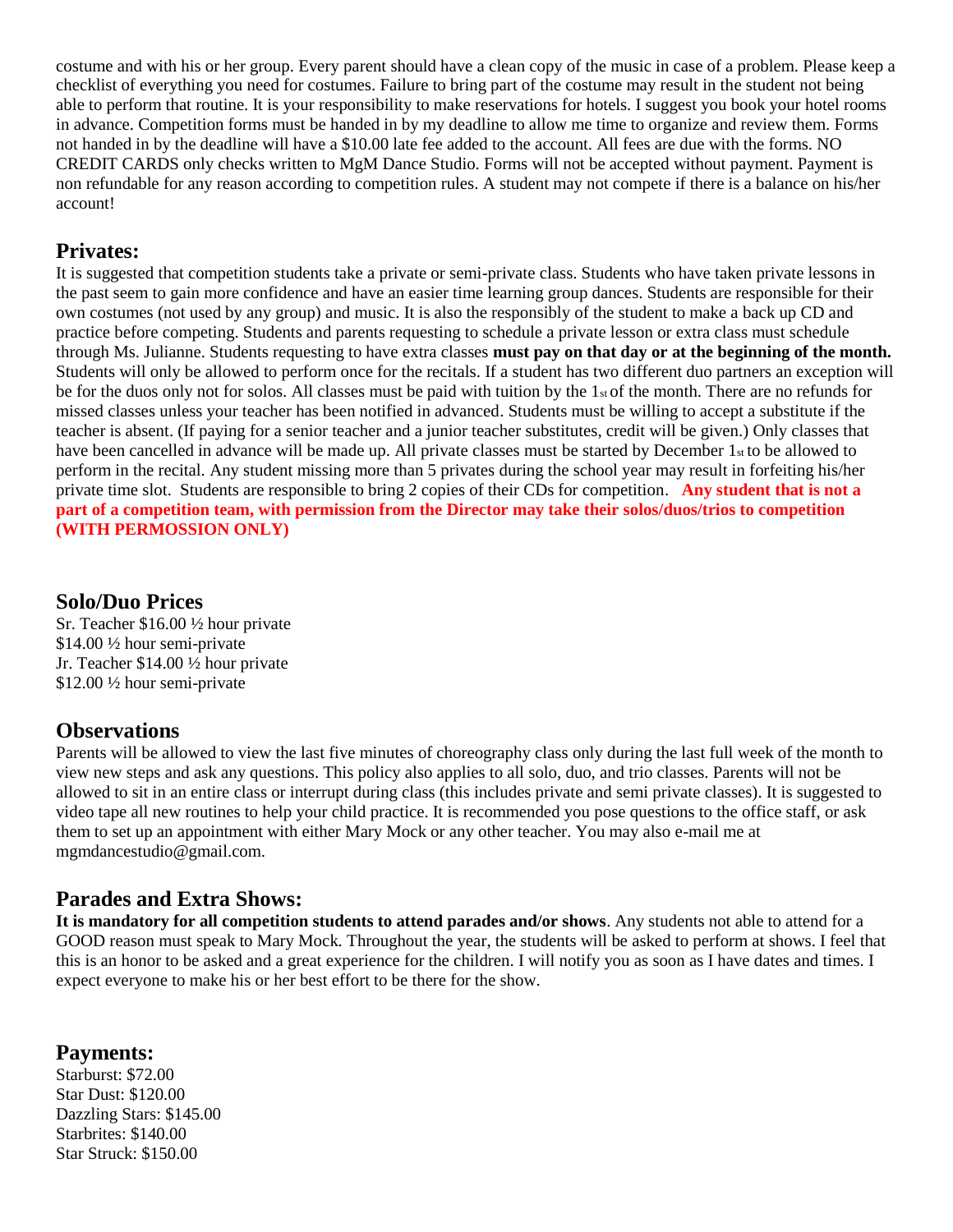costume and with his or her group. Every parent should have a clean copy of the music in case of a problem. Please keep a checklist of everything you need for costumes. Failure to bring part of the costume may result in the student not being able to perform that routine. It is your responsibility to make reservations for hotels. I suggest you book your hotel rooms in advance. Competition forms must be handed in by my deadline to allow me time to organize and review them. Forms not handed in by the deadline will have a $10.00 late fee added to the account. All fees are due with the forms. NO CREDIT CARDS only checks written to MgM Dance Studio. Forms will not be accepted without payment. Payment is non refundable for any reason according to competition rules. A student may not compete if there is a balance on his/her account!

## Privates:

It is suggested that competition students take a private or semi-private class. Students who have taken private lessons in the past seem to gain more confidence and have an easier time learning group dances. Students are responsible for their own costumes (not used by any group) and music. It is also the responsibly of the student to make a back up CD and practice before competing. Students and parents requesting to schedule a private lesson or extra class must schedule through Ms. Julianne. Students requesting to have extra classes **must pay on that day or at the beginning of the month.** Students will only be allowed to perform once for the recitals. If a student has two different duo partners an exception will be for the duos only not for solos. All classes must be paid with tuition by the 1st of the month. There are no refunds for missed classes unless your teacher has been notified in advanced. Students must be willing to accept a substitute if the teacher is absent. (If paying for a senior teacher and a junior teacher substitutes, credit will be given.) Only classes that have been cancelled in advance will be made up. All private classes must be started by December 1st to be allowed to perform in the recital. Any student missing more than 5 privates during the school year may result in forfeiting his/her private time slot. Students are responsible to bring 2 copies of their CDs for competition. **Any student that is not a part of a competition team, with permission from the Director may take their solos/duos/trios to competition (WITH PERMOSSION ONLY)**

## Solo/Duo Prices

Sr. Teacher $16.00 ½ hour private
$14.00 ½ hour semi-private
Jr. Teacher $14.00 ½ hour private
$12.00 ½ hour semi-private

## Observations

Parents will be allowed to view the last five minutes of choreography class only during the last full week of the month to view new steps and ask any questions. This policy also applies to all solo, duo, and trio classes. Parents will not be allowed to sit in an entire class or interrupt during class (this includes private and semi private classes). It is suggested to video tape all new routines to help your child practice. It is recommended you pose questions to the office staff, or ask them to set up an appointment with either Mary Mock or any other teacher. You may also e-mail me at mgmdancestudio@gmail.com.

## Parades and Extra Shows:

**It is mandatory for all competition students to attend parades and/or shows**. Any students not able to attend for a GOOD reason must speak to Mary Mock. Throughout the year, the students will be asked to perform at shows. I feel that this is an honor to be asked and a great experience for the children. I will notify you as soon as I have dates and times. I expect everyone to make his or her best effort to be there for the show.

## Payments:

Starburst: $72.00
Star Dust: $120.00
Dazzling Stars: $145.00
Starbrites: $140.00
Star Struck: $150.00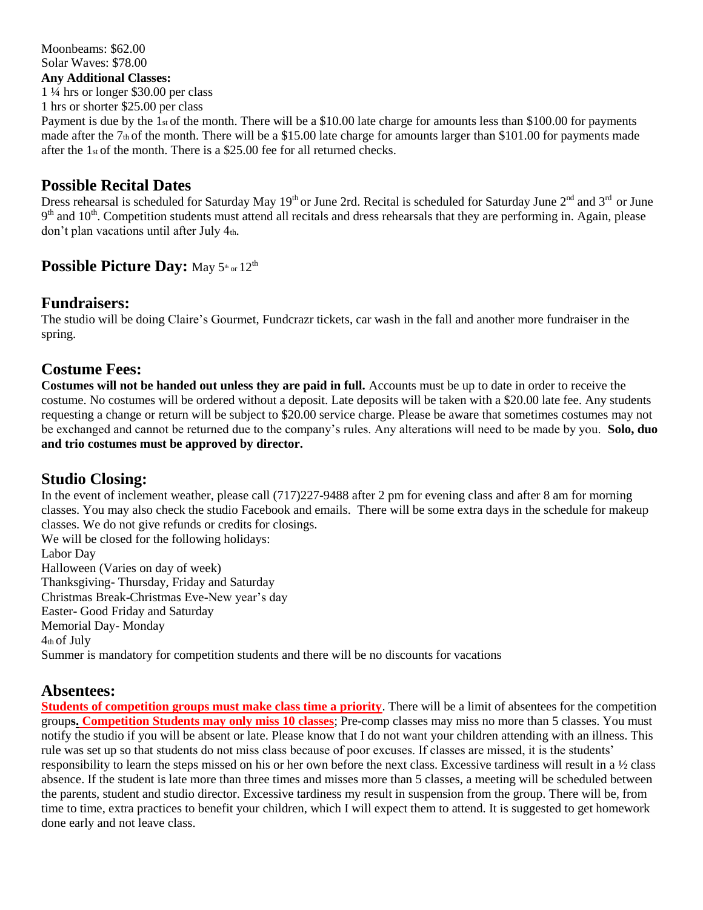Moonbeams: $62.00
Solar Waves: $78.00

**Any Additional Classes:**

1 ¼ hrs or longer $30.00 per class
1 hrs or shorter $25.00 per class

Payment is due by the 1st of the month. There will be a $10.00 late charge for amounts less than $100.00 for payments made after the 7th of the month. There will be a $15.00 late charge for amounts larger than $101.00 for payments made after the 1st of the month. There is a $25.00 fee for all returned checks.

## Possible Recital Dates

Dress rehearsal is scheduled for Saturday May 19th or June 2rd. Recital is scheduled for Saturday June 2nd and 3rd or June 9th and 10th. Competition students must attend all recitals and dress rehearsals that they are performing in. Again, please don't plan vacations until after July 4th.

## Possible Picture Day: May 5th or 12th

## Fundraisers:

The studio will be doing Claire's Gourmet, Fundcrazr tickets, car wash in the fall and another more fundraiser in the spring.

## Costume Fees:

**Costumes will not be handed out unless they are paid in full.** Accounts must be up to date in order to receive the costume. No costumes will be ordered without a deposit. Late deposits will be taken with a $20.00 late fee. Any students requesting a change or return will be subject to $20.00 service charge. Please be aware that sometimes costumes may not be exchanged and cannot be returned due to the company's rules. Any alterations will need to be made by you. **Solo, duo and trio costumes must be approved by director.**

## Studio Closing:

In the event of inclement weather, please call (717)227-9488 after 2 pm for evening class and after 8 am for morning classes. You may also check the studio Facebook and emails. There will be some extra days in the schedule for makeup classes. We do not give refunds or credits for closings.

We will be closed for the following holidays:
Labor Day
Halloween (Varies on day of week)
Thanksgiving- Thursday, Friday and Saturday
Christmas Break-Christmas Eve-New year's day
Easter- Good Friday and Saturday
Memorial Day- Monday
4th of July

Summer is mandatory for competition students and there will be no discounts for vacations

## Absentees:

**Students of competition groups must make class time a priority**. There will be a limit of absentees for the competition group**s. Competition Students may only miss 10 classes**; Pre-comp classes may miss no more than 5 classes. You must notify the studio if you will be absent or late. Please know that I do not want your children attending with an illness. This rule was set up so that students do not miss class because of poor excuses. If classes are missed, it is the students' responsibility to learn the steps missed on his or her own before the next class. Excessive tardiness will result in a ½ class absence. If the student is late more than three times and misses more than 5 classes, a meeting will be scheduled between the parents, student and studio director. Excessive tardiness my result in suspension from the group. There will be, from time to time, extra practices to benefit your children, which I will expect them to attend. It is suggested to get homework done early and not leave class.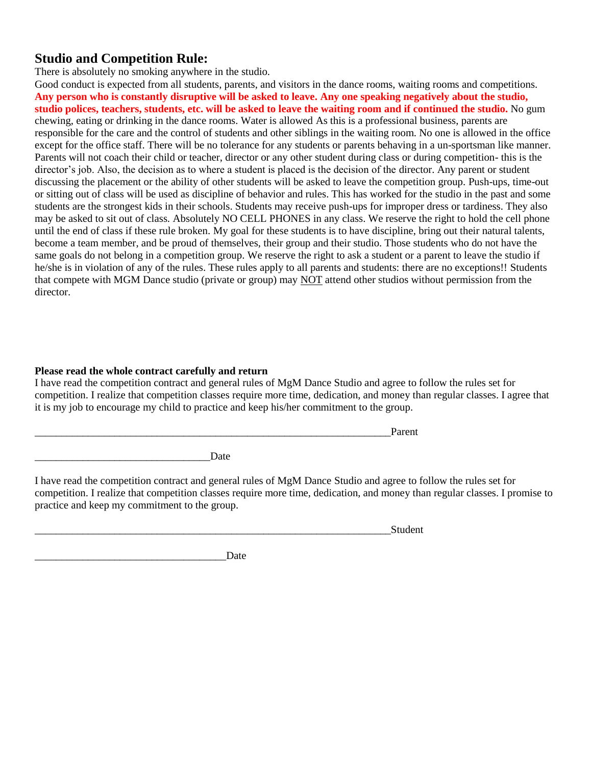## Studio and Competition Rule:

There is absolutely no smoking anywhere in the studio.

Good conduct is expected from all students, parents, and visitors in the dance rooms, waiting rooms and competitions. **Any person who is constantly disruptive will be asked to leave. Any one speaking negatively about the studio, studio polices, teachers, students, etc. will be asked to leave the waiting room and if continued the studio.** No gum chewing, eating or drinking in the dance rooms. Water is allowed As this is a professional business, parents are responsible for the care and the control of students and other siblings in the waiting room. No one is allowed in the office except for the office staff. There will be no tolerance for any students or parents behaving in a un-sportsman like manner. Parents will not coach their child or teacher, director or any other student during class or during competition- this is the director's job. Also, the decision as to where a student is placed is the decision of the director. Any parent or student discussing the placement or the ability of other students will be asked to leave the competition group. Push-ups, time-out or sitting out of class will be used as discipline of behavior and rules. This has worked for the studio in the past and some students are the strongest kids in their schools. Students may receive push-ups for improper dress or tardiness. They also may be asked to sit out of class. Absolutely NO CELL PHONES in any class. We reserve the right to hold the cell phone until the end of class if these rule broken. My goal for these students is to have discipline, bring out their natural talents, become a team member, and be proud of themselves, their group and their studio. Those students who do not have the same goals do not belong in a competition group. We reserve the right to ask a student or a parent to leave the studio if he/she is in violation of any of the rules. These rules apply to all parents and students: there are no exceptions!! Students that compete with MGM Dance studio (private or group) may NOT attend other studios without permission from the director.

**Please read the whole contract carefully and return**

I have read the competition contract and general rules of MgM Dance Studio and agree to follow the rules set for competition. I realize that competition classes require more time, dedication, and money than regular classes. I agree that it is my job to encourage my child to practice and keep his/her commitment to the group.

_______________________________________________________________________Parent

___________________________________Date

I have read the competition contract and general rules of MgM Dance Studio and agree to follow the rules set for competition. I realize that competition classes require more time, dedication, and money than regular classes. I promise to practice and keep my commitment to the group.

_______________________________________________________________________Student

______________________________________Date